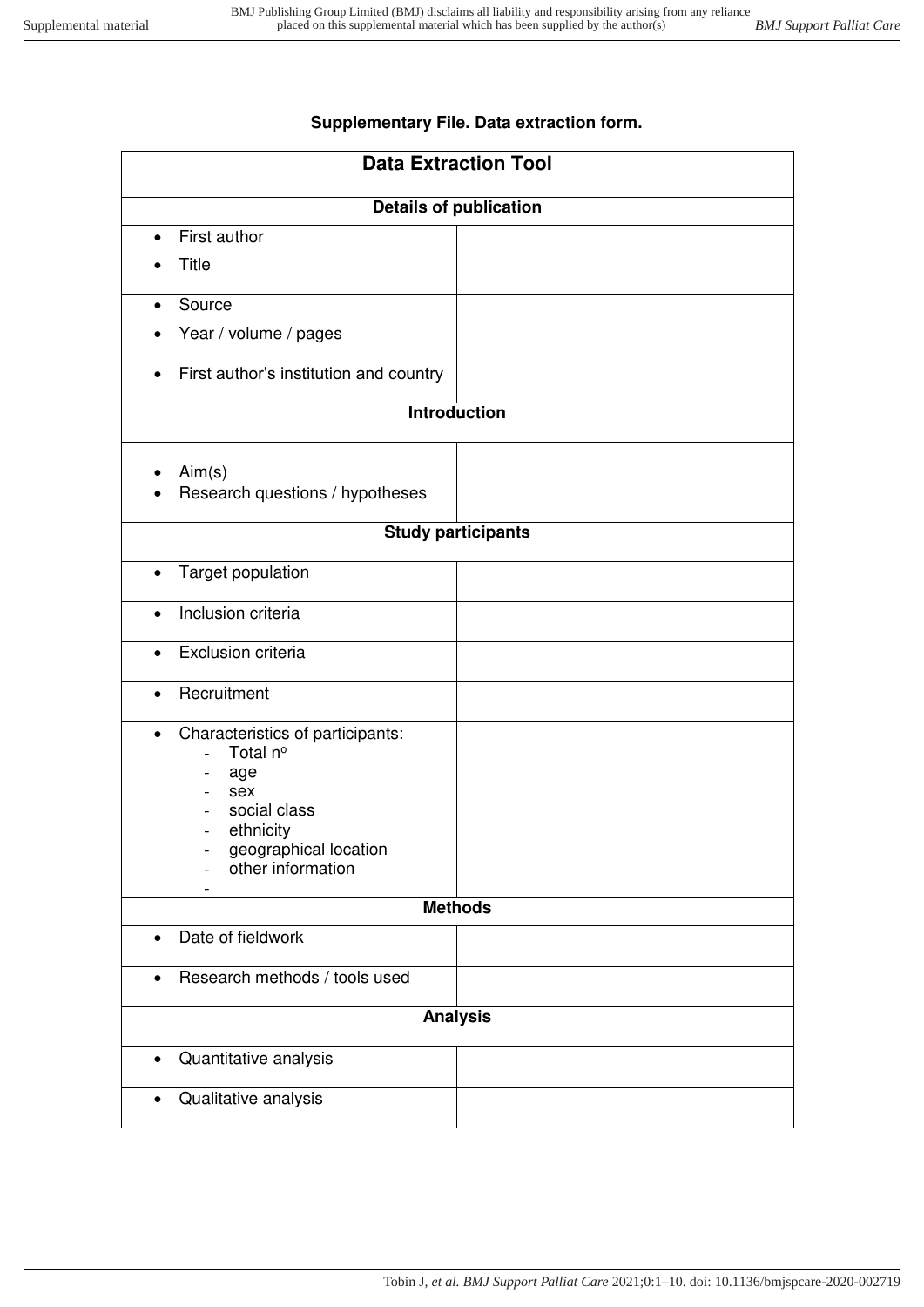**Supplementary File. Data extraction form.**

| **Data Extraction Tool** | |
|---|---|
| **Details of publication** | |
| • First author | |
| • Title | |
| • Source | |
| • Year / volume / pages | |
| • First author's institution and country | |
| **Introduction** | |
| • Aim(s)<br>• Research questions / hypotheses | |
| **Study participants** | |
| • Target population | |
| • Inclusion criteria | |
| • Exclusion criteria | |
| • Recruitment | |
| • Characteristics of participants:<br>- Total nº<br>- age<br>- sex<br>- social class<br>- ethnicity<br>- geographical location<br>- other information<br>- | |
| **Methods** | |
| • Date of fieldwork | |
| • Research methods / tools used | |
| **Analysis** | |
| • Quantitative analysis | |
| • Qualitative analysis | |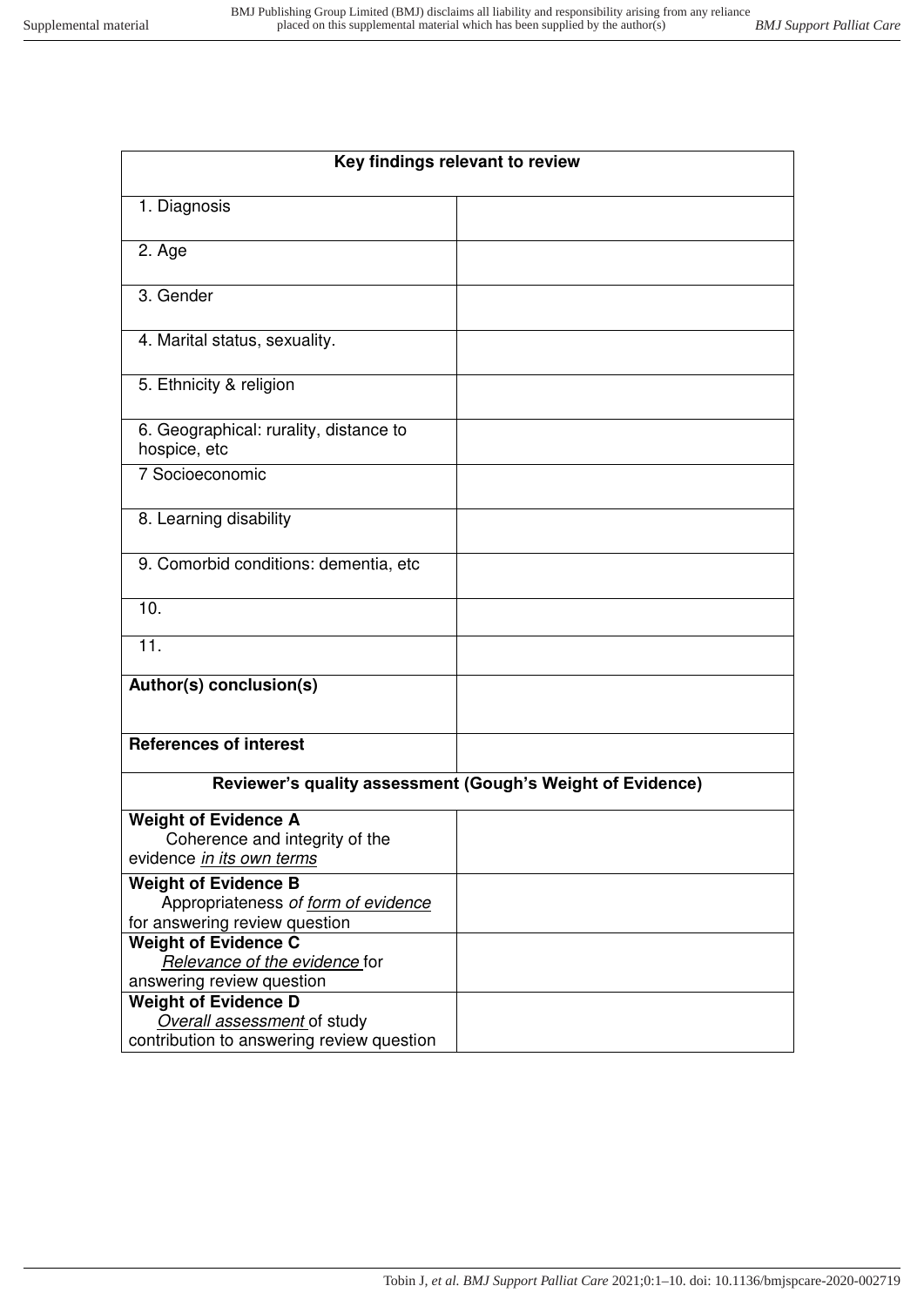| Key findings relevant to review | |
|---|---|
| 1. Diagnosis | |
| 2. Age | |
| 3. Gender | |
| 4. Marital status, sexuality. | |
| 5. Ethnicity & religion | |
| 6. Geographical: rurality, distance to hospice, etc | |
| 7 Socioeconomic | |
| 8. Learning disability | |
| 9. Comorbid conditions: dementia, etc | |
| 10. | |
| 11. | |
| **Author(s) conclusion(s)** | |
| **References of interest** | |
| **Reviewer's quality assessment (Gough's Weight of Evidence)** | |
| **Weight of Evidence A** Coherence and integrity of the evidence *in its own terms* | |
| **Weight of Evidence B** Appropriateness *of form of evidence* for answering review question | |
| **Weight of Evidence C** *Relevance of the evidence* for answering review question | |
| **Weight of Evidence D** *Overall assessment* of study contribution to answering review question | |